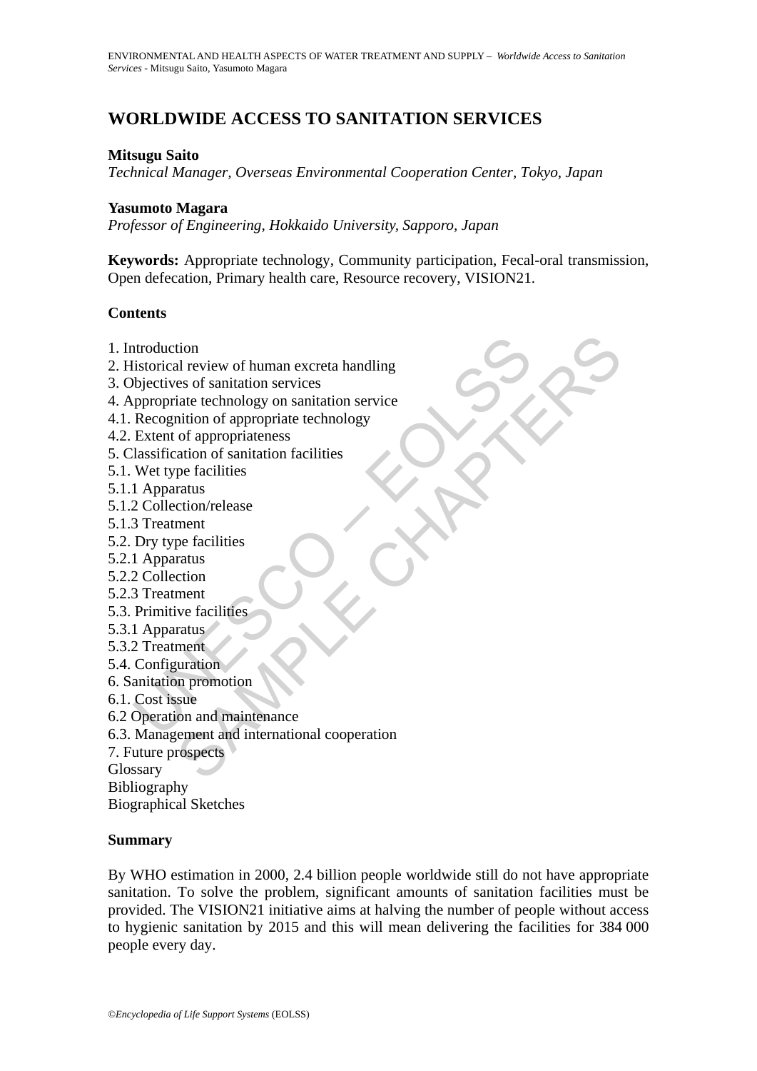# WORLDWIDE ACCESS TO SANITATION SERVICES

**Mitsugu Saito**

*Technical Manager, Overseas Environmental Cooperation Center, Tokyo, Japan*

**Yasumoto Magara**

*Professor of Engineering, Hokkaido University, Sapporo, Japan*

**Keywords:** Appropriate technology, Community participation, Fecal-oral transmission, Open defecation, Primary health care, Resource recovery, VISION21.

## Contents

1. Introduction
2. Historical review of human excreta handling
3. Objectives of sanitation services
4. Appropriate technology on sanitation service
4.1. Recognition of appropriate technology
4.2. Extent of appropriateness
5. Classification of sanitation facilities
5.1. Wet type facilities
5.1.1 Apparatus
5.1.2 Collection/release
5.1.3 Treatment
5.2. Dry type facilities
5.2.1 Apparatus
5.2.2 Collection
5.2.3 Treatment
5.3. Primitive facilities
5.3.1 Apparatus
5.3.2 Treatment
5.4. Configuration
6. Sanitation promotion
6.1. Cost issue
6.2 Operation and maintenance
6.3. Management and international cooperation
7. Future prospects

Glossary

Bibliography

Biographical Sketches

## Summary

By WHO estimation in 2000, 2.4 billion people worldwide still do not have appropriate sanitation. To solve the problem, significant amounts of sanitation facilities must be provided. The VISION21 initiative aims at halving the number of people without access to hygienic sanitation by 2015 and this will mean delivering the facilities for 384 000 people every day.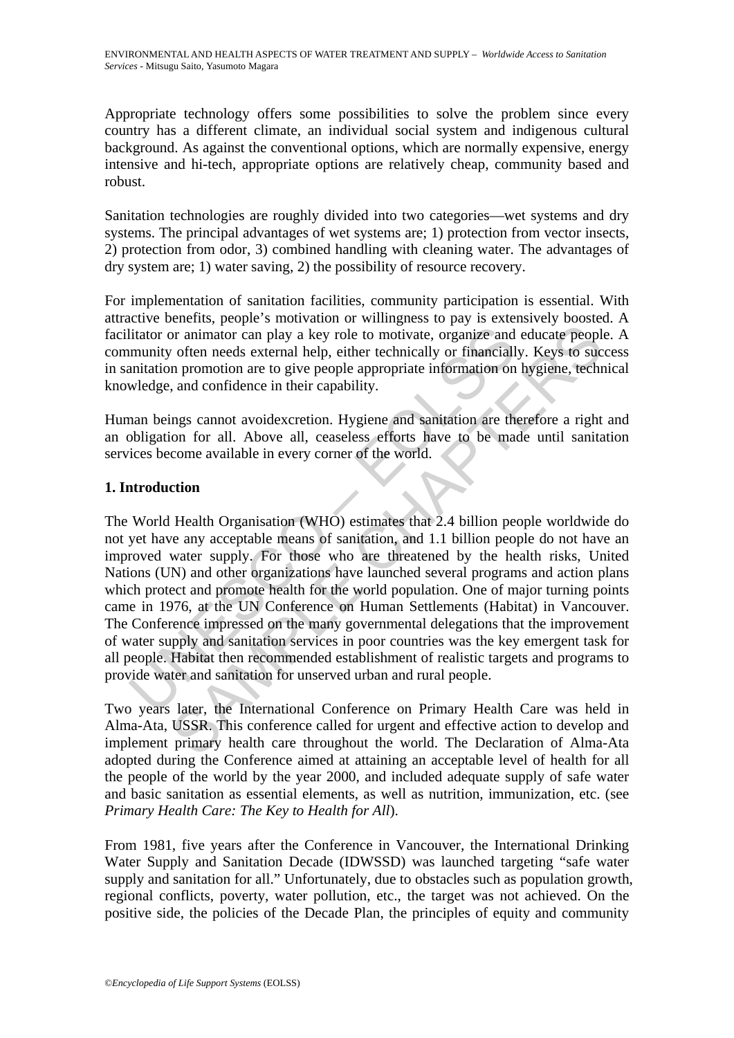Appropriate technology offers some possibilities to solve the problem since every country has a different climate, an individual social system and indigenous cultural background. As against the conventional options, which are normally expensive, energy intensive and hi-tech, appropriate options are relatively cheap, community based and robust.

Sanitation technologies are roughly divided into two categories—wet systems and dry systems. The principal advantages of wet systems are; 1) protection from vector insects, 2) protection from odor, 3) combined handling with cleaning water. The advantages of dry system are; 1) water saving, 2) the possibility of resource recovery.

For implementation of sanitation facilities, community participation is essential. With attractive benefits, people's motivation or willingness to pay is extensively boosted. A facilitator or animator can play a key role to motivate, organize and educate people. A community often needs external help, either technically or financially. Keys to success in sanitation promotion are to give people appropriate information on hygiene, technical knowledge, and confidence in their capability.

Human beings cannot avoidexcretion. Hygiene and sanitation are therefore a right and an obligation for all. Above all, ceaseless efforts have to be made until sanitation services become available in every corner of the world.

## 1. Introduction

The World Health Organisation (WHO) estimates that 2.4 billion people worldwide do not yet have any acceptable means of sanitation, and 1.1 billion people do not have an improved water supply. For those who are threatened by the health risks, United Nations (UN) and other organizations have launched several programs and action plans which protect and promote health for the world population. One of major turning points came in 1976, at the UN Conference on Human Settlements (Habitat) in Vancouver. The Conference impressed on the many governmental delegations that the improvement of water supply and sanitation services in poor countries was the key emergent task for all people. Habitat then recommended establishment of realistic targets and programs to provide water and sanitation for unserved urban and rural people.

Two years later, the International Conference on Primary Health Care was held in Alma-Ata, USSR. This conference called for urgent and effective action to develop and implement primary health care throughout the world. The Declaration of Alma-Ata adopted during the Conference aimed at attaining an acceptable level of health for all the people of the world by the year 2000, and included adequate supply of safe water and basic sanitation as essential elements, as well as nutrition, immunization, etc. (see *Primary Health Care: The Key to Health for All*).

From 1981, five years after the Conference in Vancouver, the International Drinking Water Supply and Sanitation Decade (IDWSSD) was launched targeting "safe water supply and sanitation for all." Unfortunately, due to obstacles such as population growth, regional conflicts, poverty, water pollution, etc., the target was not achieved. On the positive side, the policies of the Decade Plan, the principles of equity and community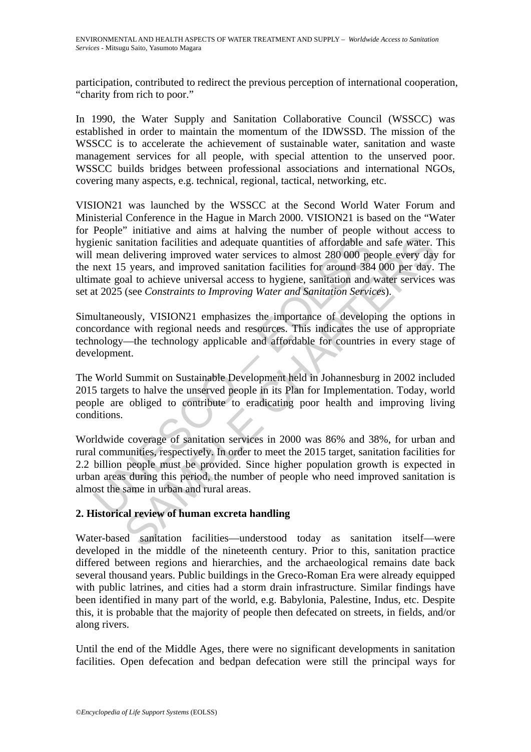participation, contributed to redirect the previous perception of international cooperation, "charity from rich to poor."

In 1990, the Water Supply and Sanitation Collaborative Council (WSSCC) was established in order to maintain the momentum of the IDWSSD. The mission of the WSSCC is to accelerate the achievement of sustainable water, sanitation and waste management services for all people, with special attention to the unserved poor. WSSCC builds bridges between professional associations and international NGOs, covering many aspects, e.g. technical, regional, tactical, networking, etc.

VISION21 was launched by the WSSCC at the Second World Water Forum and Ministerial Conference in the Hague in March 2000. VISION21 is based on the "Water for People" initiative and aims at halving the number of people without access to hygienic sanitation facilities and adequate quantities of affordable and safe water. This will mean delivering improved water services to almost 280 000 people every day for the next 15 years, and improved sanitation facilities for around 384 000 per day. The ultimate goal to achieve universal access to hygiene, sanitation and water services was set at 2025 (see *Constraints to Improving Water and Sanitation Services*).

Simultaneously, VISION21 emphasizes the importance of developing the options in concordance with regional needs and resources. This indicates the use of appropriate technology—the technology applicable and affordable for countries in every stage of development.

The World Summit on Sustainable Development held in Johannesburg in 2002 included 2015 targets to halve the unserved people in its Plan for Implementation. Today, world people are obliged to contribute to eradicating poor health and improving living conditions.

Worldwide coverage of sanitation services in 2000 was 86% and 38%, for urban and rural communities, respectively. In order to meet the 2015 target, sanitation facilities for 2.2 billion people must be provided. Since higher population growth is expected in urban areas during this period, the number of people who need improved sanitation is almost the same in urban and rural areas.

## 2. Historical review of human excreta handling

Water-based sanitation facilities—understood today as sanitation itself—were developed in the middle of the nineteenth century. Prior to this, sanitation practice differed between regions and hierarchies, and the archaeological remains date back several thousand years. Public buildings in the Greco-Roman Era were already equipped with public latrines, and cities had a storm drain infrastructure. Similar findings have been identified in many part of the world, e.g. Babylonia, Palestine, Indus, etc. Despite this, it is probable that the majority of people then defecated on streets, in fields, and/or along rivers.

Until the end of the Middle Ages, there were no significant developments in sanitation facilities. Open defecation and bedpan defecation were still the principal ways for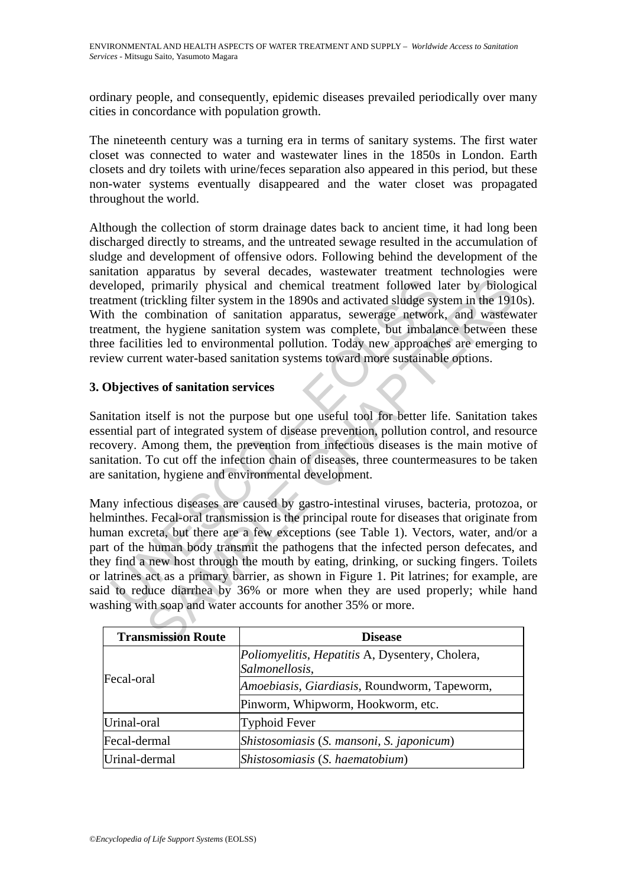ordinary people, and consequently, epidemic diseases prevailed periodically over many cities in concordance with population growth.

The nineteenth century was a turning era in terms of sanitary systems. The first water closet was connected to water and wastewater lines in the 1850s in London. Earth closets and dry toilets with urine/feces separation also appeared in this period, but these non-water systems eventually disappeared and the water closet was propagated throughout the world.

Although the collection of storm drainage dates back to ancient time, it had long been discharged directly to streams, and the untreated sewage resulted in the accumulation of sludge and development of offensive odors. Following behind the development of the sanitation apparatus by several decades, wastewater treatment technologies were developed, primarily physical and chemical treatment followed later by biological treatment (trickling filter system in the 1890s and activated sludge system in the 1910s). With the combination of sanitation apparatus, sewerage network, and wastewater treatment, the hygiene sanitation system was complete, but imbalance between these three facilities led to environmental pollution. Today new approaches are emerging to review current water-based sanitation systems toward more sustainable options.

## 3. Objectives of sanitation services

Sanitation itself is not the purpose but one useful tool for better life. Sanitation takes essential part of integrated system of disease prevention, pollution control, and resource recovery. Among them, the prevention from infectious diseases is the main motive of sanitation. To cut off the infection chain of diseases, three countermeasures to be taken are sanitation, hygiene and environmental development.

Many infectious diseases are caused by gastro-intestinal viruses, bacteria, protozoa, or helminthes. Fecal-oral transmission is the principal route for diseases that originate from human excreta, but there are a few exceptions (see Table 1). Vectors, water, and/or a part of the human body transmit the pathogens that the infected person defecates, and they find a new host through the mouth by eating, drinking, or sucking fingers. Toilets or latrines act as a primary barrier, as shown in Figure 1. Pit latrines; for example, are said to reduce diarrhea by 36% or more when they are used properly; while hand washing with soap and water accounts for another 35% or more.

| Transmission Route | Disease |
|---|---|
| Fecal-oral | *Poliomyelitis*, *Hepatitis* A, Dysentery, Cholera, *Salmonellosis*, |
| | *Amoebiasis*, *Giardiasis*, Roundworm, Tapeworm, |
| | Pinworm, Whipworm, Hookworm, etc. |
| Urinal-oral | Typhoid Fever |
| Fecal-dermal | *Shistosomiasis* (*S. mansoni*, *S. japonicum*) |
| Urinal-dermal | *Shistosomiasis* (*S. haematobium*) |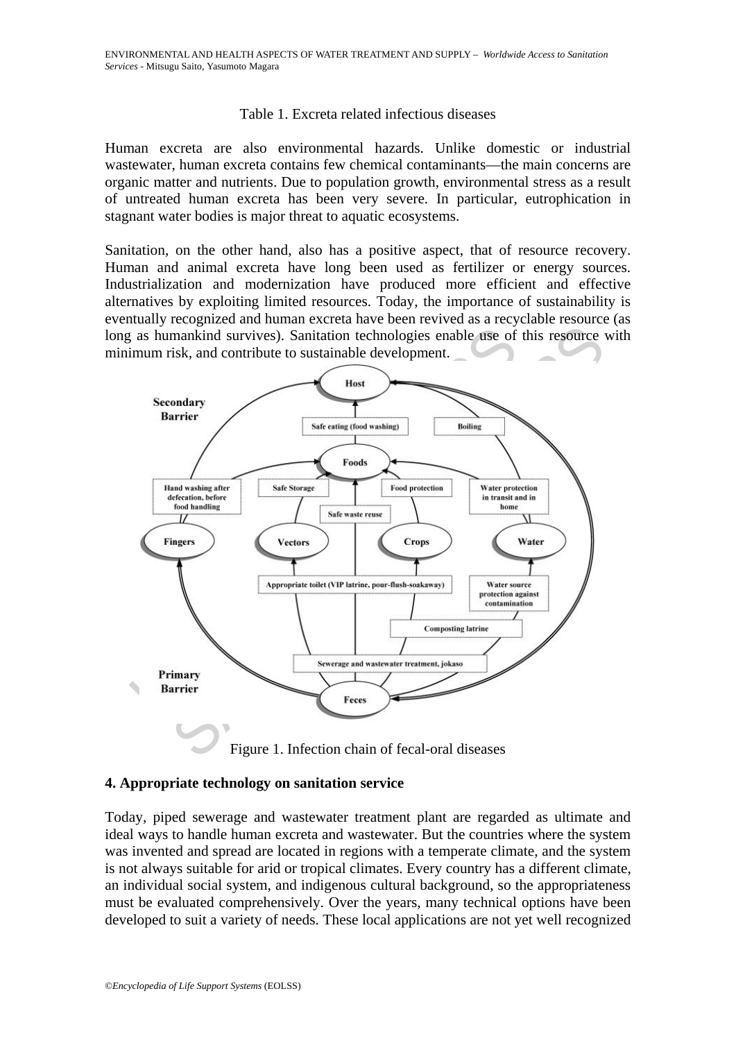Table 1. Excreta related infectious diseases

Human excreta are also environmental hazards. Unlike domestic or industrial wastewater, human excreta contains few chemical contaminants—the main concerns are organic matter and nutrients. Due to population growth, environmental stress as a result of untreated human excreta has been very severe. In particular, eutrophication in stagnant water bodies is major threat to aquatic ecosystems.

Sanitation, on the other hand, also has a positive aspect, that of resource recovery. Human and animal excreta have long been used as fertilizer or energy sources. Industrialization and modernization have produced more efficient and effective alternatives by exploiting limited resources. Today, the importance of sustainability is eventually recognized and human excreta have been revived as a recyclable resource (as long as humankind survives). Sanitation technologies enable use of this resource with minimum risk, and contribute to sustainable development.

Figure 1. Infection chain of fecal-oral diseases

## 4. Appropriate technology on sanitation service

Today, piped sewerage and wastewater treatment plant are regarded as ultimate and ideal ways to handle human excreta and wastewater. But the countries where the system was invented and spread are located in regions with a temperate climate, and the system is not always suitable for arid or tropical climates. Every country has a different climate, an individual social system, and indigenous cultural background, so the appropriateness must be evaluated comprehensively. Over the years, many technical options have been developed to suit a variety of needs. These local applications are not yet well recognized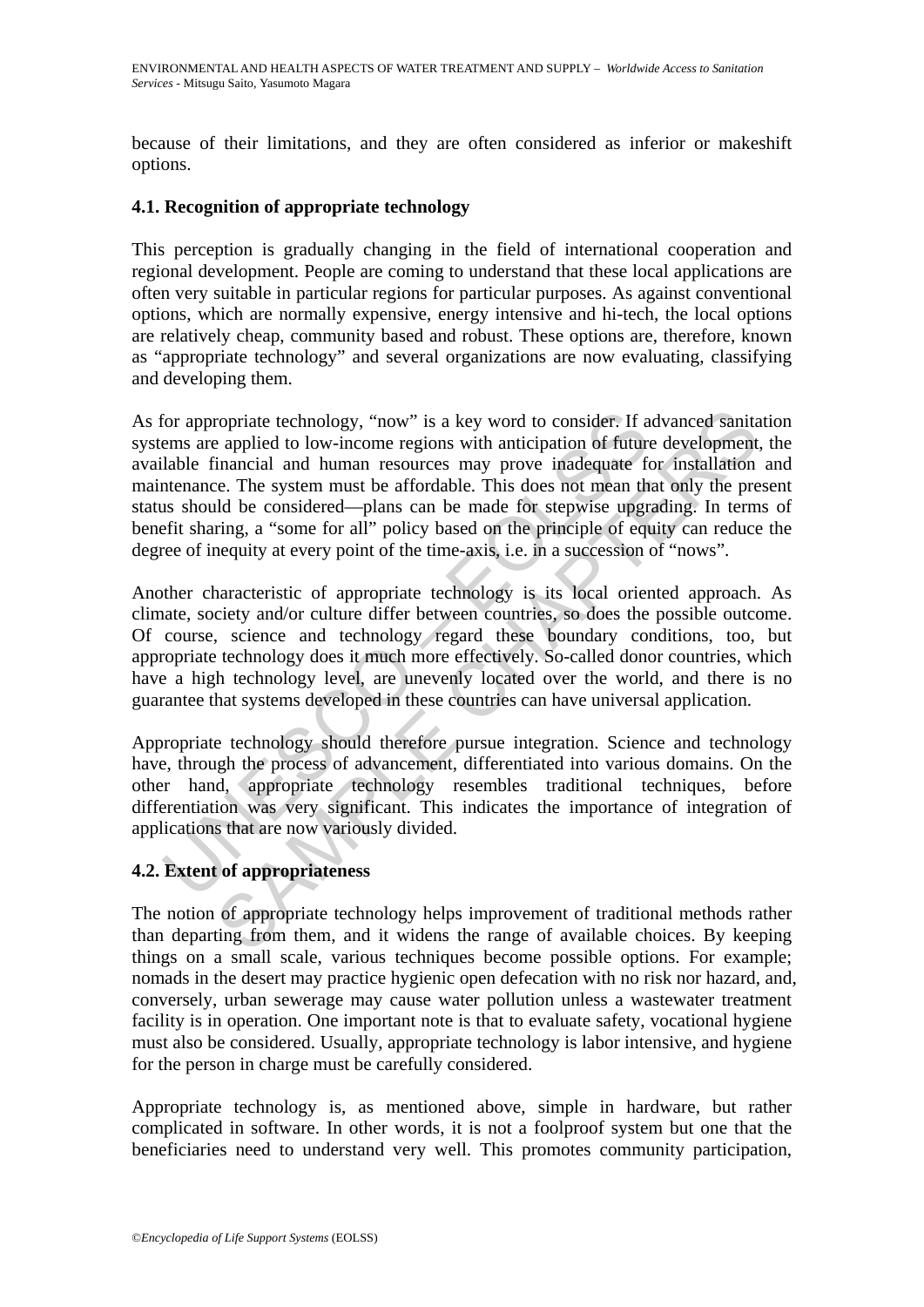because of their limitations, and they are often considered as inferior or makeshift options.

### 4.1. Recognition of appropriate technology

This perception is gradually changing in the field of international cooperation and regional development. People are coming to understand that these local applications are often very suitable in particular regions for particular purposes. As against conventional options, which are normally expensive, energy intensive and hi-tech, the local options are relatively cheap, community based and robust. These options are, therefore, known as "appropriate technology" and several organizations are now evaluating, classifying and developing them.

As for appropriate technology, "now" is a key word to consider. If advanced sanitation systems are applied to low-income regions with anticipation of future development, the available financial and human resources may prove inadequate for installation and maintenance. The system must be affordable. This does not mean that only the present status should be considered—plans can be made for stepwise upgrading. In terms of benefit sharing, a "some for all" policy based on the principle of equity can reduce the degree of inequity at every point of the time-axis, i.e. in a succession of "nows".

Another characteristic of appropriate technology is its local oriented approach. As climate, society and/or culture differ between countries, so does the possible outcome. Of course, science and technology regard these boundary conditions, too, but appropriate technology does it much more effectively. So-called donor countries, which have a high technology level, are unevenly located over the world, and there is no guarantee that systems developed in these countries can have universal application.

Appropriate technology should therefore pursue integration. Science and technology have, through the process of advancement, differentiated into various domains. On the other hand, appropriate technology resembles traditional techniques, before differentiation was very significant. This indicates the importance of integration of applications that are now variously divided.

### 4.2. Extent of appropriateness

The notion of appropriate technology helps improvement of traditional methods rather than departing from them, and it widens the range of available choices. By keeping things on a small scale, various techniques become possible options. For example; nomads in the desert may practice hygienic open defecation with no risk nor hazard, and, conversely, urban sewerage may cause water pollution unless a wastewater treatment facility is in operation. One important note is that to evaluate safety, vocational hygiene must also be considered. Usually, appropriate technology is labor intensive, and hygiene for the person in charge must be carefully considered.

Appropriate technology is, as mentioned above, simple in hardware, but rather complicated in software. In other words, it is not a foolproof system but one that the beneficiaries need to understand very well. This promotes community participation,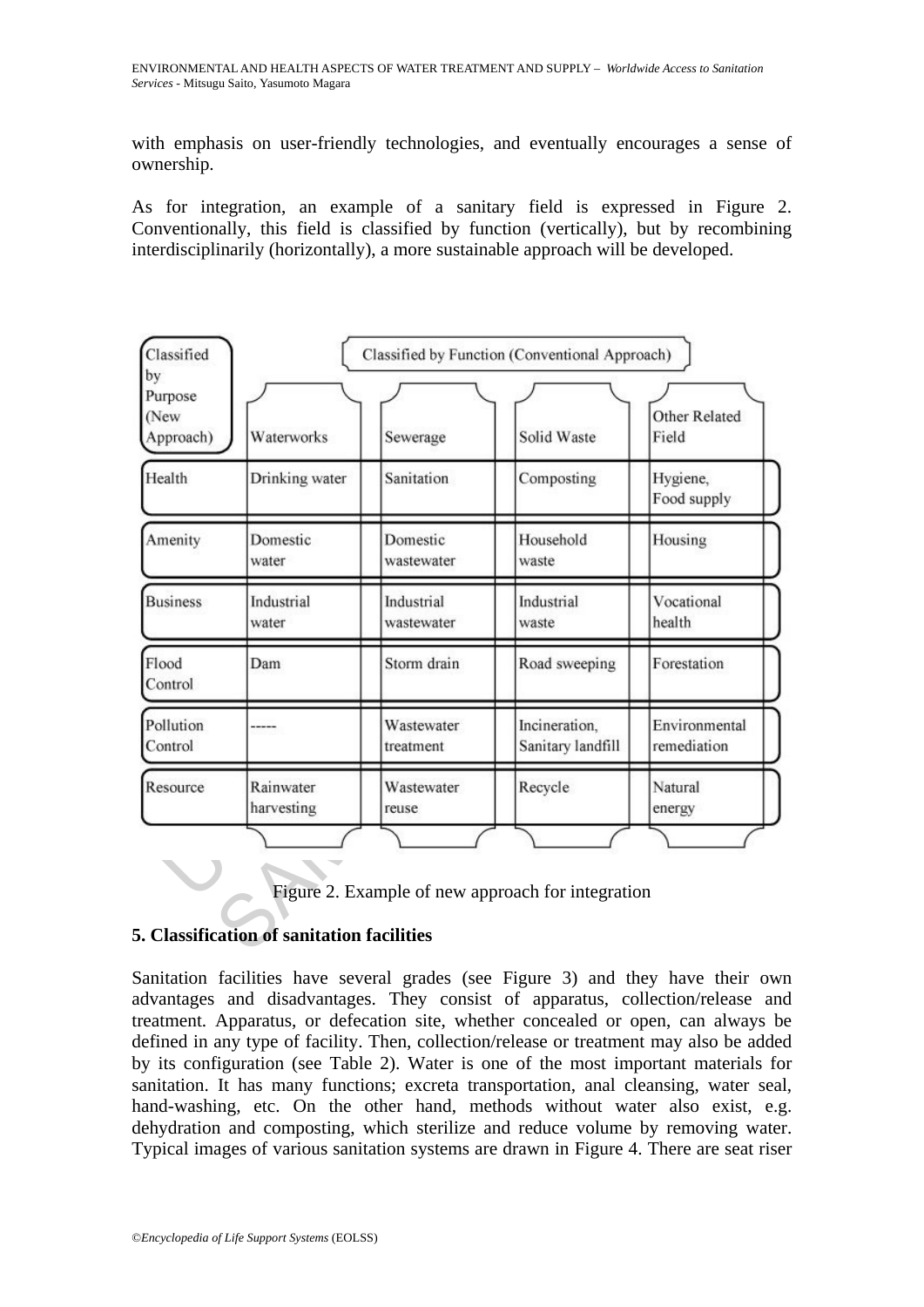with emphasis on user-friendly technologies, and eventually encourages a sense of ownership.

As for integration, an example of a sanitary field is expressed in Figure 2. Conventionally, this field is classified by function (vertically), but by recombining interdisciplinarily (horizontally), a more sustainable approach will be developed.

| Classified by Purpose (New Approach) | Classified by Function (Conventional Approach) | | | |
|---|---|---|---|---|
| | Waterworks | Sewerage | Solid Waste | Other Related Field |
| Health | Drinking water | Sanitation | Composting | Hygiene, Food supply |
| Amenity | Domestic water | Domestic wastewater | Household waste | Housing |
| Business | Industrial water | Industrial wastewater | Industrial waste | Vocational health |
| Flood Control | Dam | Storm drain | Road sweeping | Forestation |
| Pollution Control | ----- | Wastewater treatment | Incineration, Sanitary landfill | Environmental remediation |
| Resource | Rainwater harvesting | Wastewater reuse | Recycle | Natural energy |

Figure 2. Example of new approach for integration

## 5. Classification of sanitation facilities

Sanitation facilities have several grades (see Figure 3) and they have their own advantages and disadvantages. They consist of apparatus, collection/release and treatment. Apparatus, or defecation site, whether concealed or open, can always be defined in any type of facility. Then, collection/release or treatment may also be added by its configuration (see Table 2). Water is one of the most important materials for sanitation. It has many functions; excreta transportation, anal cleansing, water seal, hand-washing, etc. On the other hand, methods without water also exist, e.g. dehydration and composting, which sterilize and reduce volume by removing water. Typical images of various sanitation systems are drawn in Figure 4. There are seat riser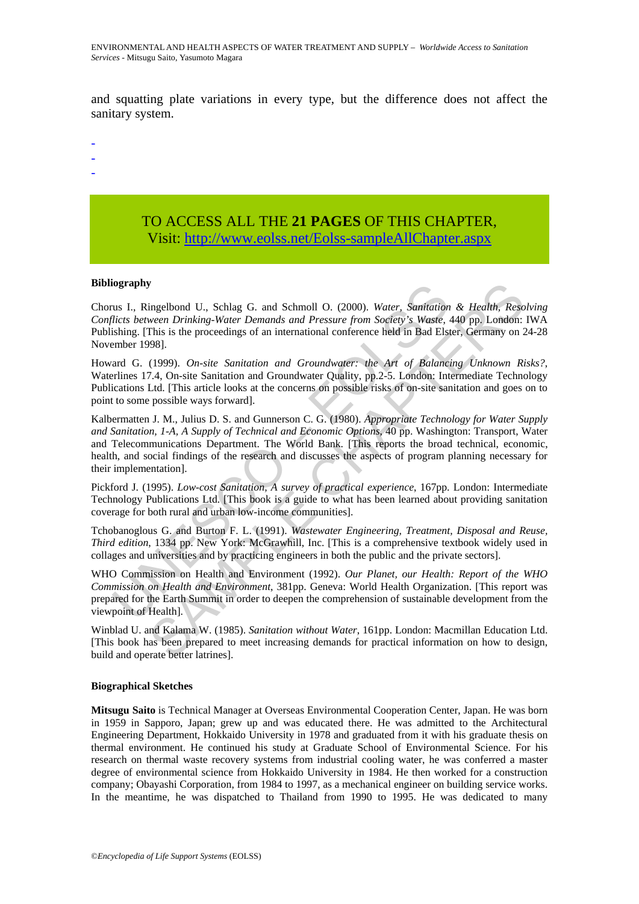and squatting plate variations in every type, but the difference does not affect the sanitary system.

-
-
-

TO ACCESS ALL THE **21 PAGES** OF THIS CHAPTER,
Visit: http://www.eolss.net/Eolss-sampleAllChapter.aspx

**Bibliography**

Chorus I., Ringelbond U., Schlag G. and Schmoll O. (2000). *Water, Sanitation & Health, Resolving Conflicts between Drinking-Water Demands and Pressure from Society's Waste*, 440 pp. London: IWA Publishing. [This is the proceedings of an international conference held in Bad Elster, Germany on 24-28 November 1998].

Howard G. (1999). *On-site Sanitation and Groundwater: the Art of Balancing Unknown Risks?*, Waterlines 17.4, On-site Sanitation and Groundwater Quality, pp.2-5. London: Intermediate Technology Publications Ltd. [This article looks at the concerns on possible risks of on-site sanitation and goes on to point to some possible ways forward].

Kalbermatten J. M., Julius D. S. and Gunnerson C. G. (1980). *Appropriate Technology for Water Supply and Sanitation, 1-A, A Supply of Technical and Economic Options*, 40 pp. Washington: Transport, Water and Telecommunications Department. The World Bank. [This reports the broad technical, economic, health, and social findings of the research and discusses the aspects of program planning necessary for their implementation].

Pickford J. (1995). *Low-cost Sanitation, A survey of practical experience*, 167pp. London: Intermediate Technology Publications Ltd. [This book is a guide to what has been learned about providing sanitation coverage for both rural and urban low-income communities].

Tchobanoglous G. and Burton F. L. (1991). *Wastewater Engineering, Treatment, Disposal and Reuse, Third edition*, 1334 pp. New York: McGrawhill, Inc. [This is a comprehensive textbook widely used in collages and universities and by practicing engineers in both the public and the private sectors].

WHO Commission on Health and Environment (1992). *Our Planet, our Health: Report of the WHO Commission on Health and Environment*, 381pp. Geneva: World Health Organization. [This report was prepared for the Earth Summit in order to deepen the comprehension of sustainable development from the viewpoint of Health].

Winblad U. and Kalama W. (1985). *Sanitation without Water*, 161pp. London: Macmillan Education Ltd. [This book has been prepared to meet increasing demands for practical information on how to design, build and operate better latrines].

**Biographical Sketches**

**Mitsugu Saito** is Technical Manager at Overseas Environmental Cooperation Center, Japan. He was born in 1959 in Sapporo, Japan; grew up and was educated there. He was admitted to the Architectural Engineering Department, Hokkaido University in 1978 and graduated from it with his graduate thesis on thermal environment. He continued his study at Graduate School of Environmental Science. For his research on thermal waste recovery systems from industrial cooling water, he was conferred a master degree of environmental science from Hokkaido University in 1984. He then worked for a construction company; Obayashi Corporation, from 1984 to 1997, as a mechanical engineer on building service works. In the meantime, he was dispatched to Thailand from 1990 to 1995. He was dedicated to many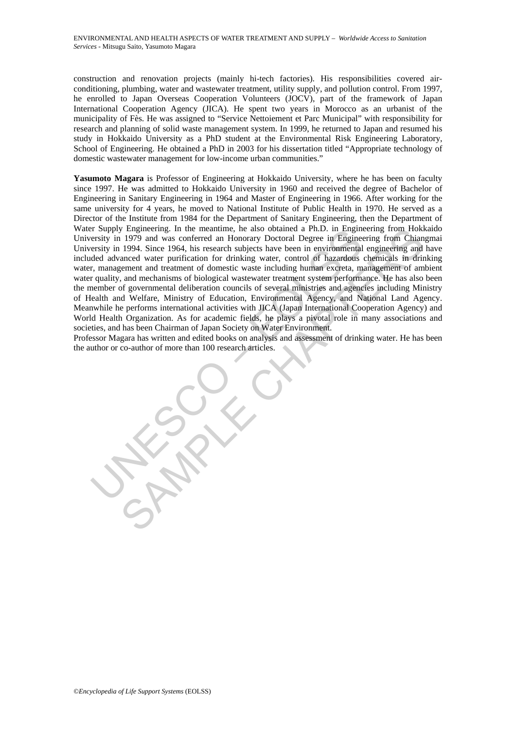construction and renovation projects (mainly hi-tech factories). His responsibilities covered air-conditioning, plumbing, water and wastewater treatment, utility supply, and pollution control. From 1997, he enrolled to Japan Overseas Cooperation Volunteers (JOCV), part of the framework of Japan International Cooperation Agency (JICA). He spent two years in Morocco as an urbanist of the municipality of Fès. He was assigned to "Service Nettoiement et Parc Municipal" with responsibility for research and planning of solid waste management system. In 1999, he returned to Japan and resumed his study in Hokkaido University as a PhD student at the Environmental Risk Engineering Laboratory, School of Engineering. He obtained a PhD in 2003 for his dissertation titled "Appropriate technology of domestic wastewater management for low-income urban communities."

**Yasumoto Magara** is Professor of Engineering at Hokkaido University, where he has been on faculty since 1997. He was admitted to Hokkaido University in 1960 and received the degree of Bachelor of Engineering in Sanitary Engineering in 1964 and Master of Engineering in 1966. After working for the same university for 4 years, he moved to National Institute of Public Health in 1970. He served as a Director of the Institute from 1984 for the Department of Sanitary Engineering, then the Department of Water Supply Engineering. In the meantime, he also obtained a Ph.D. in Engineering from Hokkaido University in 1979 and was conferred an Honorary Doctoral Degree in Engineering from Chiangmai University in 1994. Since 1964, his research subjects have been in environmental engineering and have included advanced water purification for drinking water, control of hazardous chemicals in drinking water, management and treatment of domestic waste including human excreta, management of ambient water quality, and mechanisms of biological wastewater treatment system performance. He has also been the member of governmental deliberation councils of several ministries and agencies including Ministry of Health and Welfare, Ministry of Education, Environmental Agency, and National Land Agency. Meanwhile he performs international activities with JICA (Japan International Cooperation Agency) and World Health Organization. As for academic fields, he plays a pivotal role in many associations and societies, and has been Chairman of Japan Society on Water Environment.

Professor Magara has written and edited books on analysis and assessment of drinking water. He has been the author or co-author of more than 100 research articles.